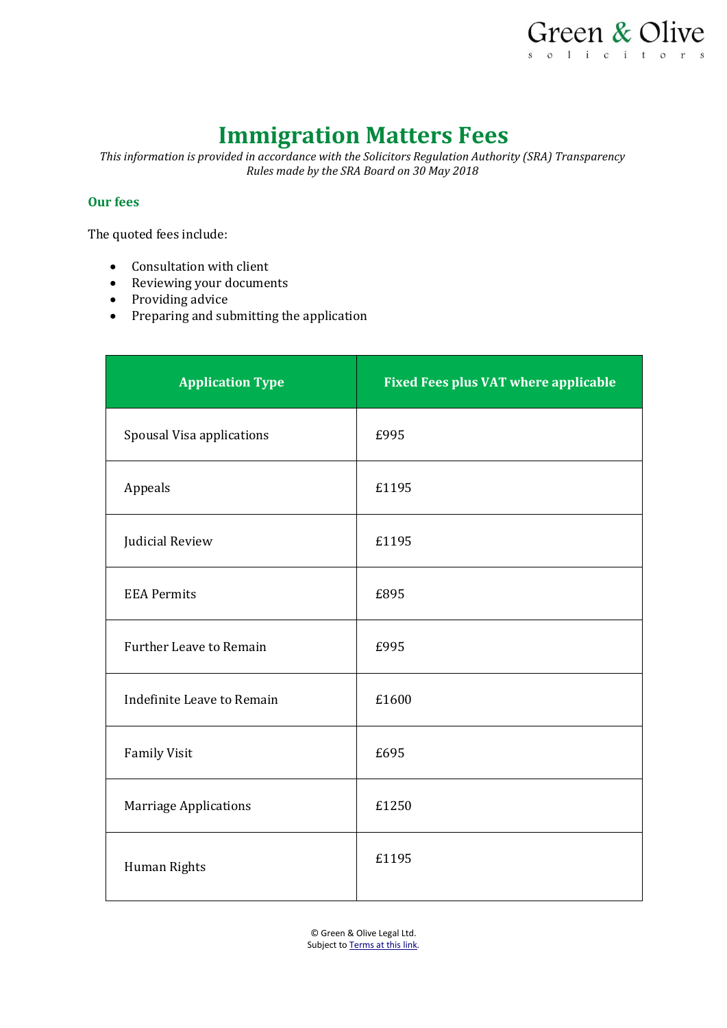Green & Olive
solicitors

# Immigration Matters Fees

*This information is provided in accordance with the Solicitors Regulation Authority (SRA) Transparency Rules made by the SRA Board on 30 May 2018*

## Our fees

The quoted fees include:

- Consultation with client
- Reviewing your documents
- Providing advice
- Preparing and submitting the application

| Application Type | Fixed Fees plus VAT where applicable |
|---|---|
| Spousal Visa applications | £995 |
| Appeals | £1195 |
| Judicial Review | £1195 |
| EEA Permits | £895 |
| Further Leave to Remain | £995 |
| Indefinite Leave to Remain | £1600 |
| Family Visit | £695 |
| Marriage Applications | £1250 |
| Human Rights | £1195 |

© Green & Olive Legal Ltd.
Subject to Terms at this link.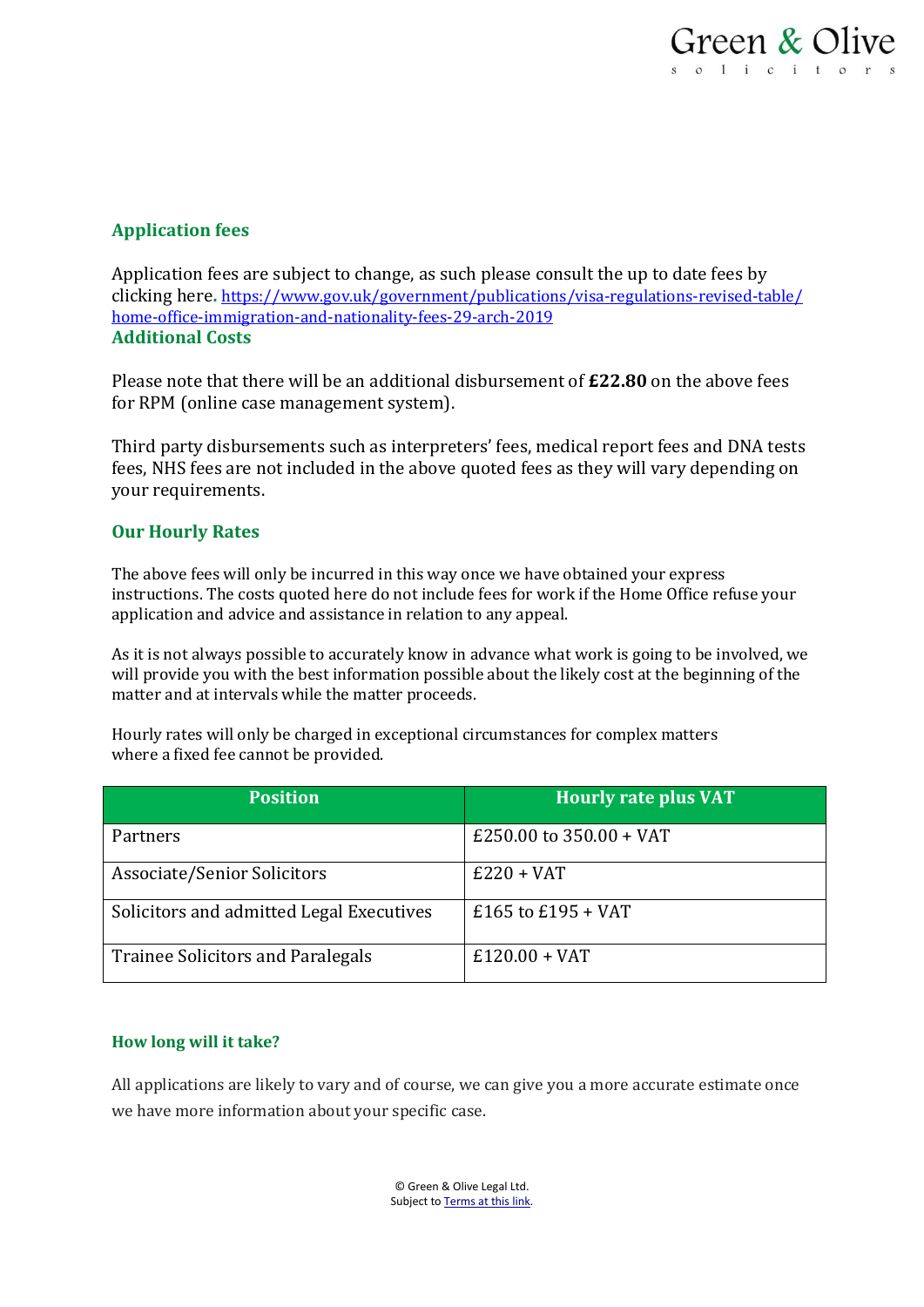## Application fees

Application fees are subject to change, as such please consult the up to date fees by clicking here. https://www.gov.uk/government/publications/visa-regulations-revised-table/home-office-immigration-and-nationality-fees-29-arch-2019

## Additional Costs

Please note that there will be an additional disbursement of **£22.80** on the above fees for RPM (online case management system).

Third party disbursements such as interpreters' fees, medical report fees and DNA tests fees, NHS fees are not included in the above quoted fees as they will vary depending on your requirements.

## Our Hourly Rates

The above fees will only be incurred in this way once we have obtained your express instructions. The costs quoted here do not include fees for work if the Home Office refuse your application and advice and assistance in relation to any appeal.

As it is not always possible to accurately know in advance what work is going to be involved, we will provide you with the best information possible about the likely cost at the beginning of the matter and at intervals while the matter proceeds.

Hourly rates will only be charged in exceptional circumstances for complex matters where a fixed fee cannot be provided.

| Position | Hourly rate plus VAT |
|---|---|
| Partners | £250.00 to 350.00 + VAT |
| Associate/Senior Solicitors | £220 + VAT |
| Solicitors and admitted Legal Executives | £165 to £195 + VAT |
| Trainee Solicitors and Paralegals | £120.00 + VAT |

## How long will it take?

All applications are likely to vary and of course, we can give you a more accurate estimate once we have more information about your specific case.

© Green & Olive Legal Ltd.
Subject to Terms at this link.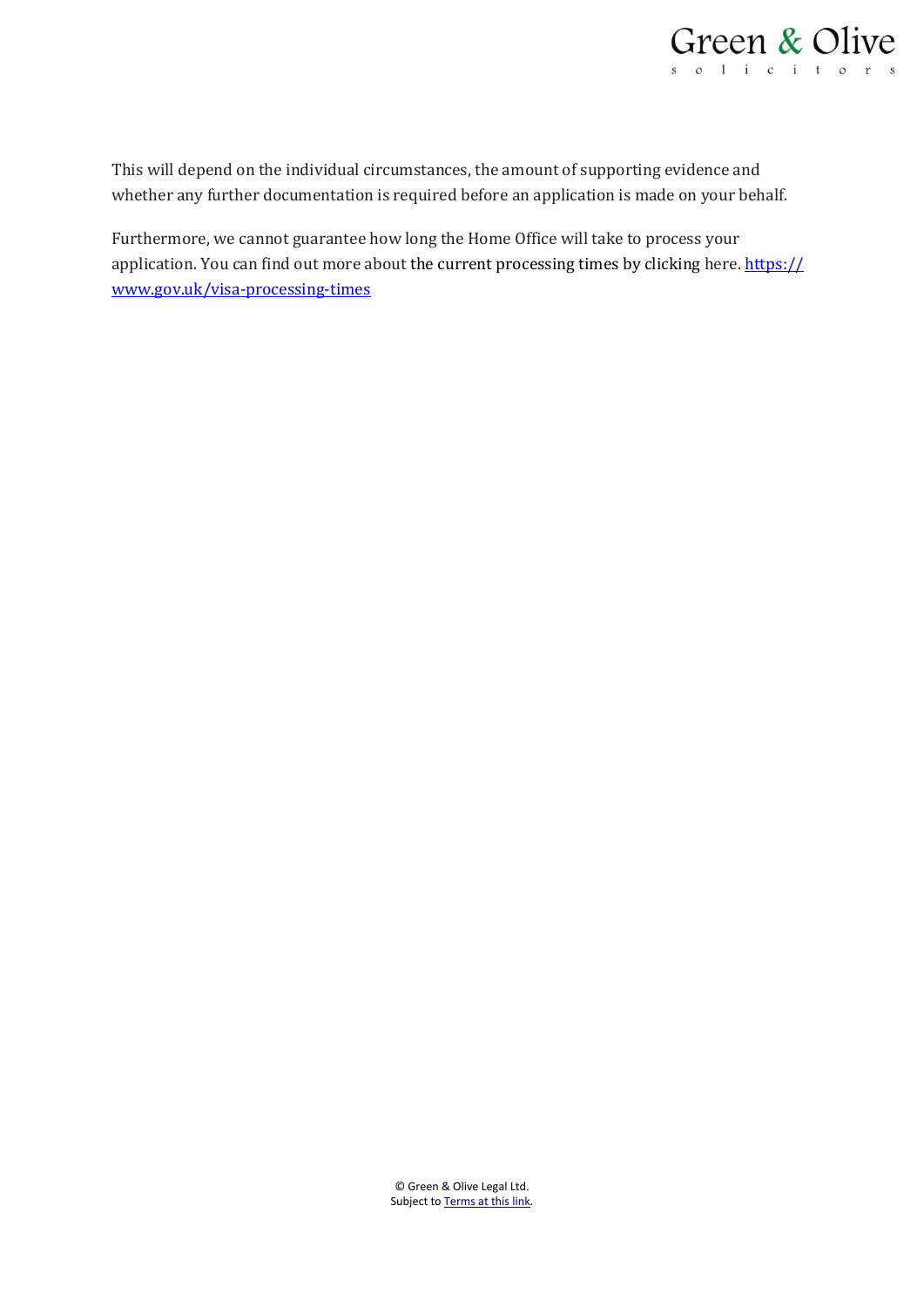This will depend on the individual circumstances, the amount of supporting evidence and whether any further documentation is required before an application is made on your behalf.

Furthermore, we cannot guarantee how long the Home Office will take to process your application. You can find out more about the current processing times by clicking here. [https://www.gov.uk/visa-processing-times](https://www.gov.uk/visa-processing-times)